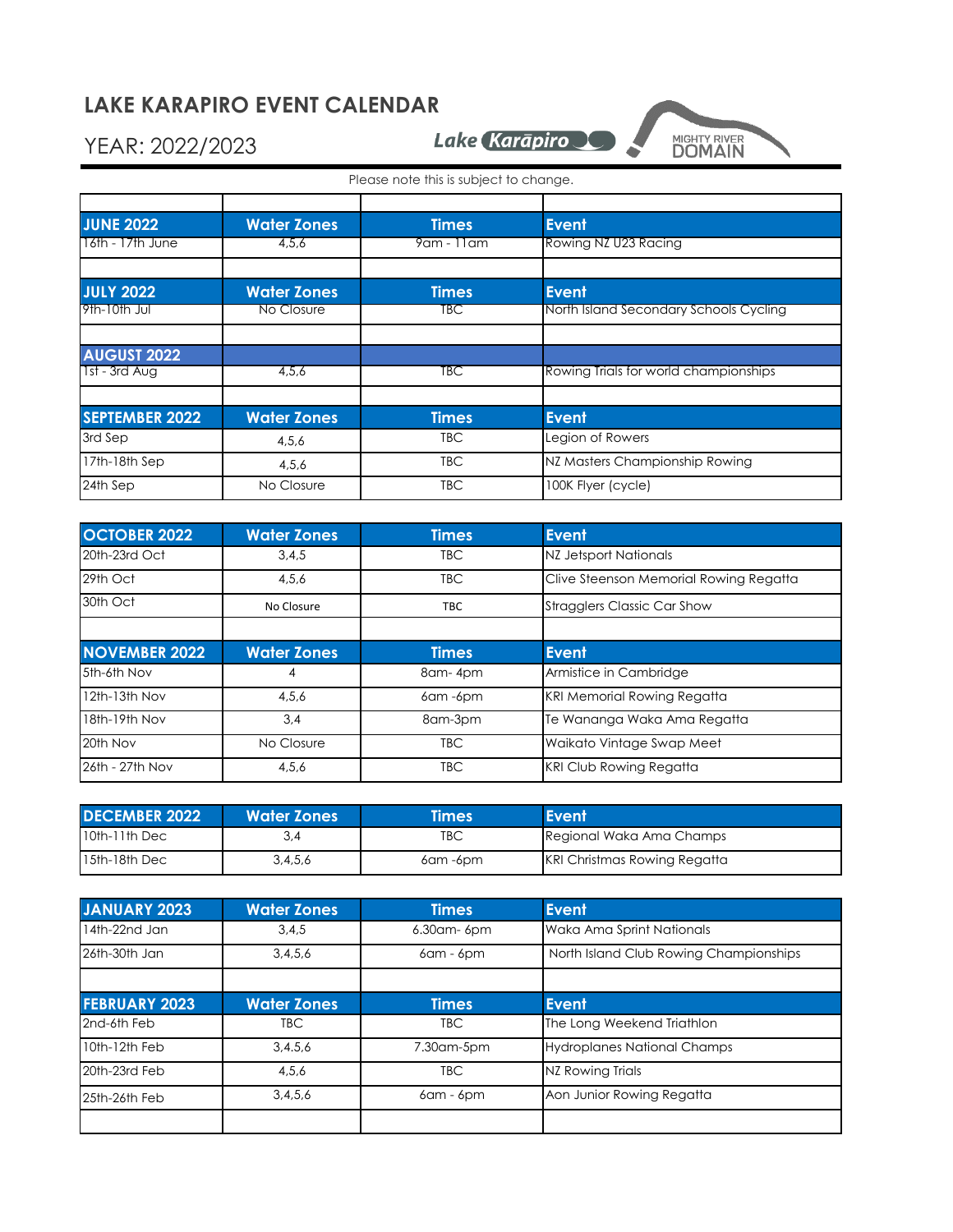# LAKE KARAPIRO EVENT CALENDAR

YEAR: 2022/2023

Please note this is subject to change.

| JUNE 2022 | Water Zones | Times | Event |
|---|---|---|---|
| 16th - 17th June | 4,5,6 | 9am - 11am | Rowing NZ U23 Racing |

| JULY 2022 | Water Zones | Times | Event |
|---|---|---|---|
| 9th-10th Jul | No Closure | TBC | North Island Secondary Schools Cycling |

| AUGUST 2022 | | | |
|---|---|---|---|
| 1st - 3rd Aug | 4,5,6 | TBC | Rowing Trials for world championships |

| SEPTEMBER 2022 | Water Zones | Times | Event |
|---|---|---|---|
| 3rd Sep | 4,5,6 | TBC | Legion of Rowers |
| 17th-18th Sep | 4,5,6 | TBC | NZ Masters Championship Rowing |
| 24th Sep | No Closure | TBC | 100K Flyer (cycle) |

| OCTOBER 2022 | Water Zones | Times | Event |
|---|---|---|---|
| 20th-23rd Oct | 3,4,5 | TBC | NZ Jetsport Nationals |
| 29th Oct | 4,5,6 | TBC | Clive Steenson Memorial Rowing Regatta |
| 30th Oct | No Closure | TBC | Stragglers Classic Car Show |

| NOVEMBER 2022 | Water Zones | Times | Event |
|---|---|---|---|
| 5th-6th Nov | 4 | 8am- 4pm | Armistice in Cambridge |
| 12th-13th Nov | 4,5,6 | 6am -6pm | KRI Memorial Rowing Regatta |
| 18th-19th Nov | 3,4 | 8am-3pm | Te Wananga Waka Ama Regatta |
| 20th Nov | No Closure | TBC | Waikato Vintage Swap Meet |
| 26th - 27th Nov | 4,5,6 | TBC | KRI Club Rowing Regatta |

| DECEMBER 2022 | Water Zones | Times | Event |
|---|---|---|---|
| 10th-11th Dec | 3,4 | TBC | Regional Waka Ama Champs |
| 15th-18th Dec | 3,4,5,6 | 6am -6pm | KRI Christmas Rowing Regatta |

| JANUARY 2023 | Water Zones | Times | Event |
|---|---|---|---|
| 14th-22nd Jan | 3,4,5 | 6.30am- 6pm | Waka Ama Sprint Nationals |
| 26th-30th Jan | 3,4,5,6 | 6am - 6pm | North Island Club Rowing Championships |

| FEBRUARY 2023 | Water Zones | Times | Event |
|---|---|---|---|
| 2nd-6th Feb | TBC | TBC | The Long Weekend Triathlon |
| 10th-12th Feb | 3,4,5,6 | 7.30am-5pm | Hydroplanes National Champs |
| 20th-23rd Feb | 4,5,6 | TBC | NZ Rowing Trials |
| 25th-26th Feb | 3,4,5,6 | 6am - 6pm | Aon Junior Rowing Regatta |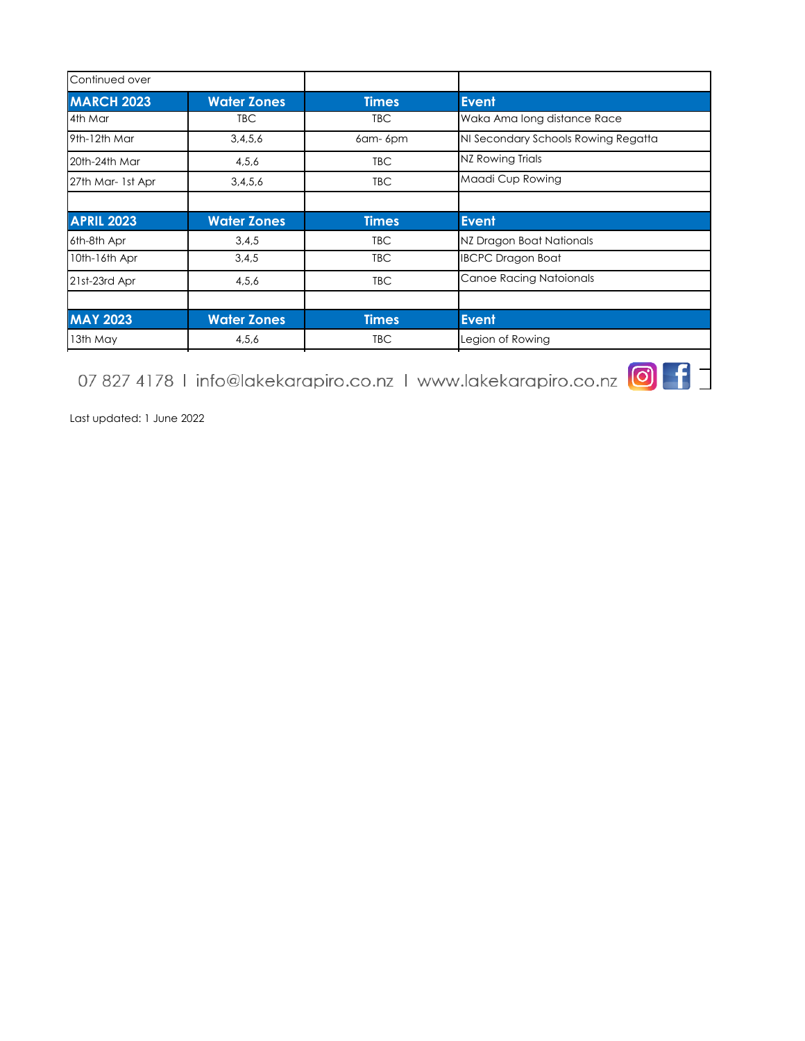Continued over

| MARCH 2023 | Water Zones | Times | Event |
|---|---|---|---|
| 4th Mar | TBC | TBC | Waka Ama long distance Race |
| 9th-12th Mar | 3,4,5,6 | 6am- 6pm | NI Secondary Schools Rowing Regatta |
| 20th-24th Mar | 4,5,6 | TBC | NZ Rowing Trials |
| 27th Mar- 1st Apr | 3,4,5,6 | TBC | Maadi Cup Rowing |
| | | | |
| **APRIL 2023** | **Water Zones** | **Times** | **Event** |
| 6th-8th Apr | 3,4,5 | TBC | NZ Dragon Boat Nationals |
| 10th-16th Apr | 3,4,5 | TBC | IBCPC Dragon Boat |
| 21st-23rd Apr | 4,5,6 | TBC | Canoe Racing Natoionals |
| | | | |
| **MAY 2023** | **Water Zones** | **Times** | **Event** |
| 13th May | 4,5,6 | TBC | Legion of Rowing |

07 827 4178 I info@lakekarapiro.co.nz I www.lakekarapiro.co.nz

Last updated: 1 June 2022